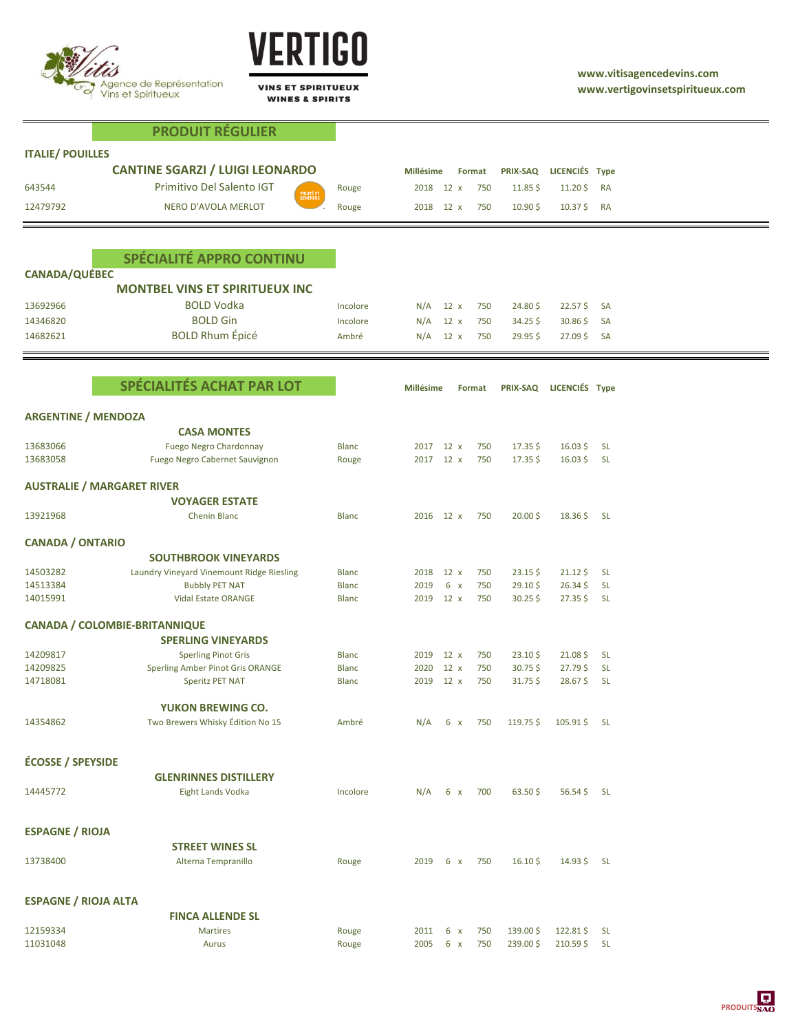Agence de Représentation Vins et Spiritueux

# VERTIGO

VINS ET SPIRITUEUX
WINES & SPIRITS

www.vitisagencedevins.com
www.vertigovinsetspiritueux.com

## PRODUIT RÉGULIER

### ITALIE/ POUILLES

| Code | CANTINE SGARZI / LUIGI LEONARDO | Couleur | Millésime | Format | | PRIX-SAQ | LICENCIÉS | Type |
|---|---|---|---|---|---|---|---|---|
| 643544 | Primitivo Del Salento IGT (FRUITÉ ET GÉNÉREUX) | Rouge | 2018 | 12 x | 750 | 11.85 $ | 11.20 $ | RA |
| 12479792 | NERO D'AVOLA MERLOT | Rouge | 2018 | 12 x | 750 | 10.90 $ | 10.37 $ | RA |

## SPÉCIALITÉ APPRO CONTINU

### CANADA/QUÉBEC

| Code | MONTBEL VINS ET SPIRITUEUX INC | Couleur | Millésime | Format | | PRIX-SAQ | LICENCIÉS | Type |
|---|---|---|---|---|---|---|---|---|
| 13692966 | BOLD Vodka | Incolore | N/A | 12 x | 750 | 24.80 $ | 22.57 $ | SA |
| 14346820 | BOLD Gin | Incolore | N/A | 12 x | 750 | 34.25 $ | 30.86 $ | SA |
| 14682621 | BOLD Rhum Épicé | Ambré | N/A | 12 x | 750 | 29.95 $ | 27.09 $ | SA |

## SPÉCIALITÉS ACHAT PAR LOT

| Code | Produit | Couleur | Millésime | Format | | PRIX-SAQ | LICENCIÉS | Type |
|---|---|---|---|---|---|---|---|---|
| **ARGENTINE / MENDOZA** | | | | | | | | |
| | **CASA MONTES** | | | | | | | |
| 13683066 | Fuego Negro Chardonnay | Blanc | 2017 | 12 x | 750 | 17.35 $ | 16.03 $ | SL |
| 13683058 | Fuego Negro Cabernet Sauvignon | Rouge | 2017 | 12 x | 750 | 17.35 $ | 16.03 $ | SL |
| **AUSTRALIE / MARGARET RIVER** | | | | | | | | |
| | **VOYAGER ESTATE** | | | | | | | |
| 13921968 | Chenin Blanc | Blanc | 2016 | 12 x | 750 | 20.00 $ | 18.36 $ | SL |
| **CANADA / ONTARIO** | | | | | | | | |
| | **SOUTHBROOK VINEYARDS** | | | | | | | |
| 14503282 | Laundry Vineyard Vinemount Ridge Riesling | Blanc | 2018 | 12 x | 750 | 23.15 $ | 21.12 $ | SL |
| 14513384 | Bubbly PET NAT | Blanc | 2019 | 6 x | 750 | 29.10 $ | 26.34 $ | SL |
| 14015991 | Vidal Estate ORANGE | Blanc | 2019 | 12 x | 750 | 30.25 $ | 27.35 $ | SL |
| **CANADA / COLOMBIE-BRITANNIQUE** | | | | | | | | |
| | **SPERLING VINEYARDS** | | | | | | | |
| 14209817 | Sperling Pinot Gris | Blanc | 2019 | 12 x | 750 | 23.10 $ | 21.08 $ | SL |
| 14209825 | Sperling Amber Pinot Gris ORANGE | Blanc | 2020 | 12 x | 750 | 30.75 $ | 27.79 $ | SL |
| 14718081 | Speritz PET NAT | Blanc | 2019 | 12 x | 750 | 31.75 $ | 28.67 $ | SL |
| | **YUKON BREWING CO.** | | | | | | | |
| 14354862 | Two Brewers Whisky Édition No 15 | Ambré | N/A | 6 x | 750 | 119.75 $ | 105.91 $ | SL |
| **ÉCOSSE / SPEYSIDE** | | | | | | | | |
| | **GLENRINNES DISTILLERY** | | | | | | | |
| 14445772 | Eight Lands Vodka | Incolore | N/A | 6 x | 700 | 63.50 $ | 56.54 $ | SL |
| **ESPAGNE / RIOJA** | | | | | | | | |
| | **STREET WINES SL** | | | | | | | |
| 13738400 | Alterna Tempranillo | Rouge | 2019 | 6 x | 750 | 16.10 $ | 14.93 $ | SL |
| **ESPAGNE / RIOJA ALTA** | | | | | | | | |
| | **FINCA ALLENDE SL** | | | | | | | |
| 12159334 | Martires | Rouge | 2011 | 6 x | 750 | 139.00 $ | 122.81 $ | SL |
| 11031048 | Aurus | Rouge | 2005 | 6 x | 750 | 239.00 $ | 210.59 $ | SL |

PRODUITS SAQ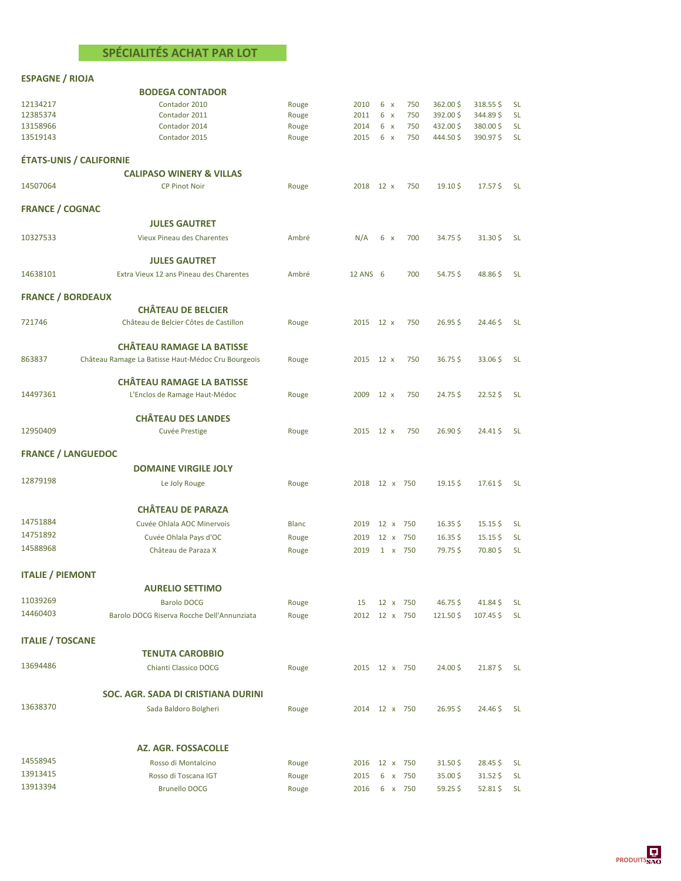## SPÉCIALITÉS ACHAT PAR LOT

### ESPAGNE / RIOJA

**BODEGA CONTADOR**

| | | | | | | | | |
|---|---|---|---|---|---|---|---|---|
| 12134217 | Contador 2010 | Rouge | 2010 | 6 x | 750 | 362.00 $ | 318.55 $ | SL |
| 12385374 | Contador 2011 | Rouge | 2011 | 6 x | 750 | 392.00 $ | 344.89 $ | SL |
| 13158966 | Contador 2014 | Rouge | 2014 | 6 x | 750 | 432.00 $ | 380.00 $ | SL |
| 13519143 | Contador 2015 | Rouge | 2015 | 6 x | 750 | 444.50 $ | 390.97 $ | SL |

### ÉTATS-UNIS / CALIFORNIE

**CALIPASO WINERY & VILLAS**

| | | | | | | | | |
|---|---|---|---|---|---|---|---|---|
| 14507064 | CP Pinot Noir | Rouge | 2018 | 12 x | 750 | 19.10 $ | 17.57 $ | SL |

### FRANCE / COGNAC

**JULES GAUTRET**

| | | | | | | | | |
|---|---|---|---|---|---|---|---|---|
| 10327533 | Vieux Pineau des Charentes | Ambré | N/A | 6 x | 700 | 34.75 $ | 31.30 $ | SL |

**JULES GAUTRET**

| | | | | | | | | |
|---|---|---|---|---|---|---|---|---|
| 14638101 | Extra Vieux 12 ans Pineau des Charentes | Ambré | 12 ANS | 6 | 700 | 54.75 $ | 48.86 $ | SL |

### FRANCE / BORDEAUX

**CHÂTEAU DE BELCIER**

| | | | | | | | | |
|---|---|---|---|---|---|---|---|---|
| 721746 | Château de Belcier Côtes de Castillon | Rouge | 2015 | 12 x | 750 | 26.95 $ | 24.46 $ | SL |

**CHÂTEAU RAMAGE LA BATISSE**

| | | | | | | | | |
|---|---|---|---|---|---|---|---|---|
| 863837 | Château Ramage La Batisse Haut-Médoc Cru Bourgeois | Rouge | 2015 | 12 x | 750 | 36.75 $ | 33.06 $ | SL |

**CHÂTEAU RAMAGE LA BATISSE**

| | | | | | | | | |
|---|---|---|---|---|---|---|---|---|
| 14497361 | L'Enclos de Ramage Haut-Médoc | Rouge | 2009 | 12 x | 750 | 24.75 $ | 22.52 $ | SL |

**CHÂTEAU DES LANDES**

| | | | | | | | | |
|---|---|---|---|---|---|---|---|---|
| 12950409 | Cuvée Prestige | Rouge | 2015 | 12 x | 750 | 26.90 $ | 24.41 $ | SL |

### FRANCE / LANGUEDOC

**DOMAINE VIRGILE JOLY**

| | | | | | | | | |
|---|---|---|---|---|---|---|---|---|
| 12879198 | Le Joly Rouge | Rouge | 2018 | 12 x | 750 | 19.15 $ | 17.61 $ | SL |

**CHÂTEAU DE PARAZA**

| | | | | | | | | |
|---|---|---|---|---|---|---|---|---|
| 14751884 | Cuvée Ohlala AOC Minervois | Blanc | 2019 | 12 x | 750 | 16.35 $ | 15.15 $ | SL |
| 14751892 | Cuvée Ohlala Pays d'OC | Rouge | 2019 | 12 x | 750 | 16.35 $ | 15.15 $ | SL |
| 14588968 | Château de Paraza X | Rouge | 2019 | 1 x | 750 | 79.75 $ | 70.80 $ | SL |

### ITALIE / PIEMONT

**AURELIO SETTIMO**

| | | | | | | | | |
|---|---|---|---|---|---|---|---|---|
| 11039269 | Barolo DOCG | Rouge | 15 | 12 x | 750 | 46.75 $ | 41.84 $ | SL |
| 14460403 | Barolo DOCG Riserva Rocche Dell'Annunziata | Rouge | 2012 | 12 x | 750 | 121.50 $ | 107.45 $ | SL |

### ITALIE / TOSCANE

**TENUTA CAROBBIO**

| | | | | | | | | |
|---|---|---|---|---|---|---|---|---|
| 13694486 | Chianti Classico DOCG | Rouge | 2015 | 12 x | 750 | 24.00 $ | 21.87 $ | SL |

**SOC. AGR. SADA DI CRISTIANA DURINI**

| | | | | | | | | |
|---|---|---|---|---|---|---|---|---|
| 13638370 | Sada Baldoro Bolgheri | Rouge | 2014 | 12 x | 750 | 26.95 $ | 24.46 $ | SL |

**AZ. AGR. FOSSACOLLE**

| | | | | | | | | |
|---|---|---|---|---|---|---|---|---|
| 14558945 | Rosso di Montalcino | Rouge | 2016 | 12 x | 750 | 31.50 $ | 28.45 $ | SL |
| 13913415 | Rosso di Toscana IGT | Rouge | 2015 | 6 x | 750 | 35.00 $ | 31.52 $ | SL |
| 13913394 | Brunello DOCG | Rouge | 2016 | 6 x | 750 | 59.25 $ | 52.81 $ | SL |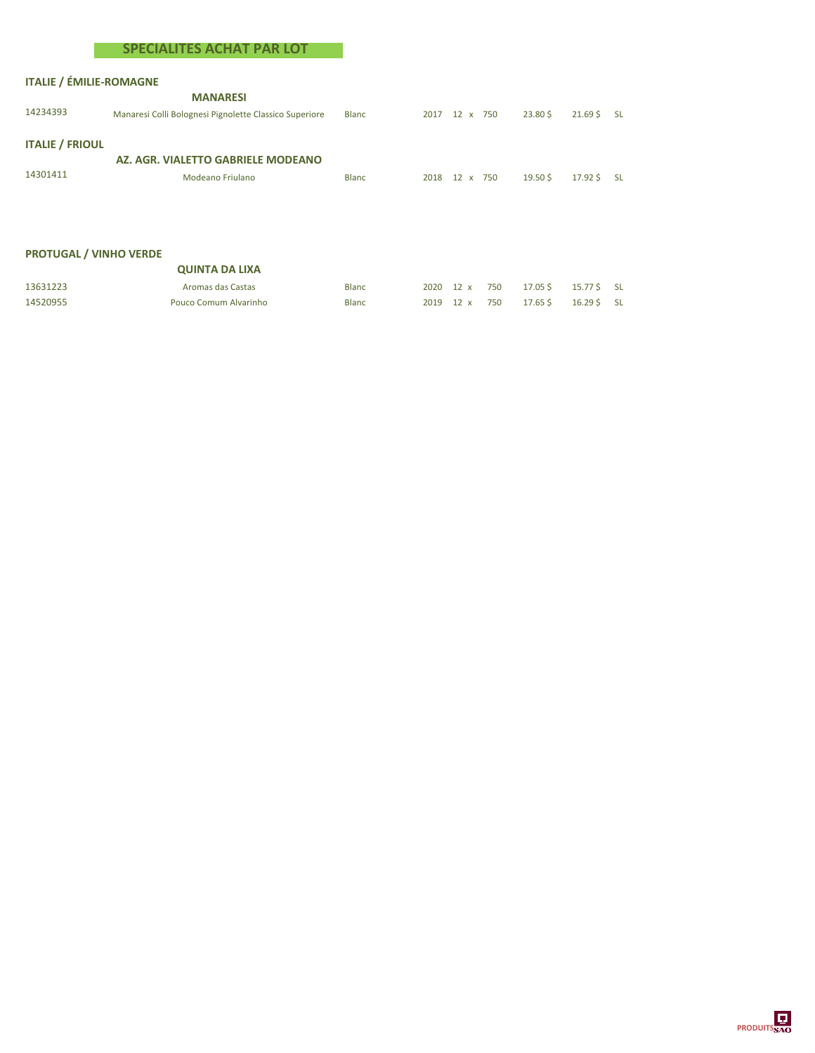## SPECIALITES ACHAT PAR LOT

### ITALIE / ÉMILIE-ROMAGNE

**MANARESI**

| | | | | | | | |
|---|---|---|---|---|---|---|---|
| 14234393 | Manaresi Colli Bolognesi Pignolette Classico Superiore | Blanc | 2017 | 12 x 750 | 23.80 $ | 21.69 $ | SL |

### ITALIE / FRIOUL

**AZ. AGR. VIALETTO GABRIELE MODEANO**

| | | | | | | | |
|---|---|---|---|---|---|---|---|
| 14301411 | Modeano Friulano | Blanc | 2018 | 12 x 750 | 19.50 $ | 17.92 $ | SL |

### PROTUGAL / VINHO VERDE

**QUINTA DA LIXA**

| | | | | | | | |
|---|---|---|---|---|---|---|---|
| 13631223 | Aromas das Castas | Blanc | 2020 | 12 x 750 | 17.05 $ | 15.77 $ | SL |
| 14520955 | Pouco Comum Alvarinho | Blanc | 2019 | 12 x 750 | 17.65 $ | 16.29 $ | SL |

PRODUITS SAO